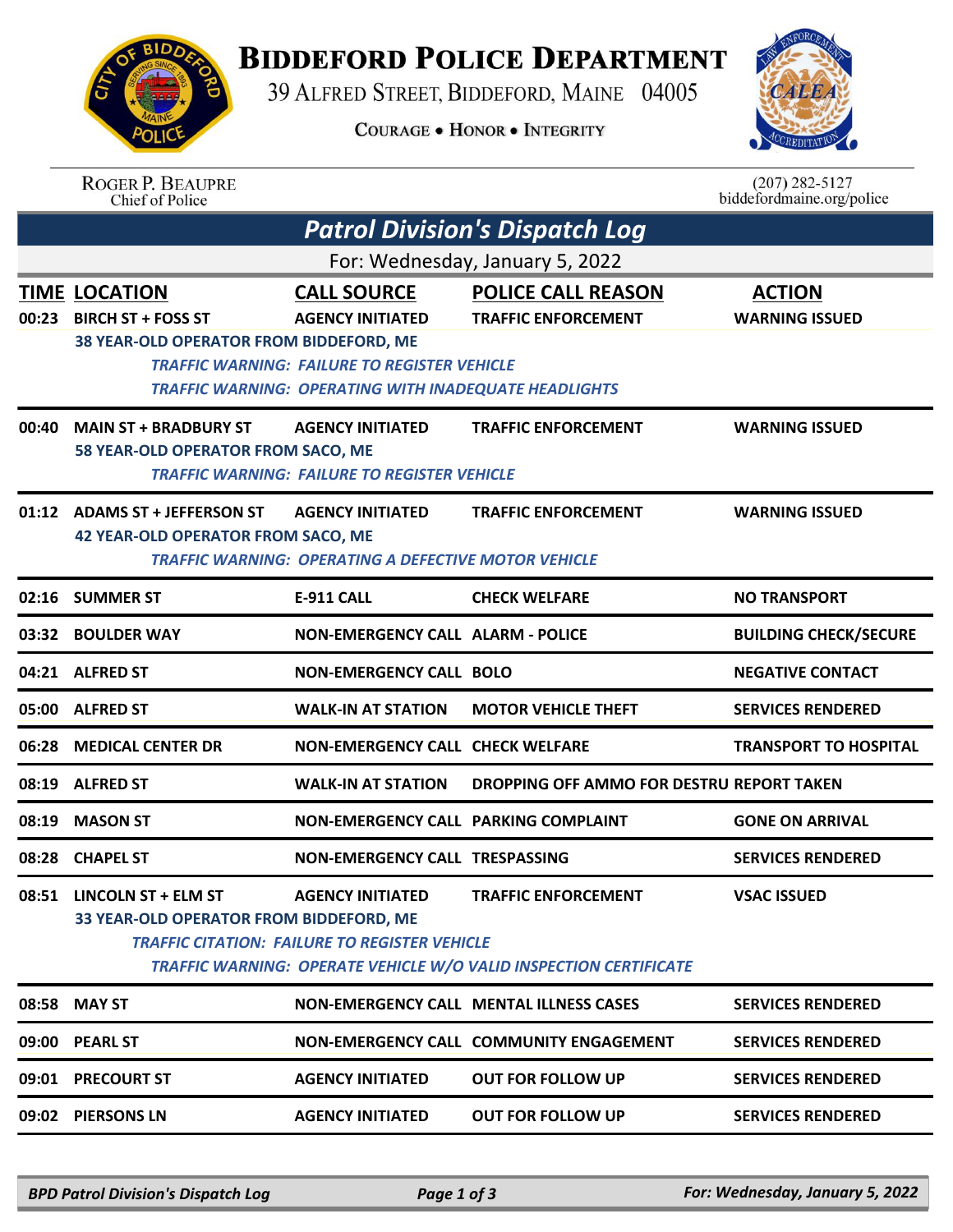# BIDDEFORD POLICE DEPARTMENT

39 ALFRED STREET, BIDDEFORD, MAINE 04005

COURAGE • HONOR • INTEGRITY

ROGER P. BEAUPRE
Chief of Police

(207) 282-5127
biddefordmaine.org/police

## Patrol Division's Dispatch Log

For: Wednesday, January 5, 2022

| TIME | LOCATION | CALL SOURCE | POLICE CALL REASON | ACTION |
|---|---|---|---|---|
| 00:23 | BIRCH ST + FOSS ST | AGENCY INITIATED | TRAFFIC ENFORCEMENT | WARNING ISSUED |
| | 38 YEAR-OLD OPERATOR FROM BIDDEFORD, ME<br>*TRAFFIC WARNING: FAILURE TO REGISTER VEHICLE*<br>*TRAFFIC WARNING: OPERATING WITH INADEQUATE HEADLIGHTS* | | | |
| 00:40 | MAIN ST + BRADBURY ST | AGENCY INITIATED | TRAFFIC ENFORCEMENT | WARNING ISSUED |
| | 58 YEAR-OLD OPERATOR FROM SACO, ME<br>*TRAFFIC WARNING: FAILURE TO REGISTER VEHICLE* | | | |
| 01:12 | ADAMS ST + JEFFERSON ST | AGENCY INITIATED | TRAFFIC ENFORCEMENT | WARNING ISSUED |
| | 42 YEAR-OLD OPERATOR FROM SACO, ME<br>*TRAFFIC WARNING: OPERATING A DEFECTIVE MOTOR VEHICLE* | | | |
| 02:16 | SUMMER ST | E-911 CALL | CHECK WELFARE | NO TRANSPORT |
| 03:32 | BOULDER WAY | NON-EMERGENCY CALL | ALARM - POLICE | BUILDING CHECK/SECURE |
| 04:21 | ALFRED ST | NON-EMERGENCY CALL | BOLO | NEGATIVE CONTACT |
| 05:00 | ALFRED ST | WALK-IN AT STATION | MOTOR VEHICLE THEFT | SERVICES RENDERED |
| 06:28 | MEDICAL CENTER DR | NON-EMERGENCY CALL | CHECK WELFARE | TRANSPORT TO HOSPITAL |
| 08:19 | ALFRED ST | WALK-IN AT STATION | DROPPING OFF AMMO FOR DESTRU | REPORT TAKEN |
| 08:19 | MASON ST | NON-EMERGENCY CALL | PARKING COMPLAINT | GONE ON ARRIVAL |
| 08:28 | CHAPEL ST | NON-EMERGENCY CALL | TRESPASSING | SERVICES RENDERED |
| 08:51 | LINCOLN ST + ELM ST | AGENCY INITIATED | TRAFFIC ENFORCEMENT | VSAC ISSUED |
| | 33 YEAR-OLD OPERATOR FROM BIDDEFORD, ME<br>*TRAFFIC CITATION: FAILURE TO REGISTER VEHICLE*<br>*TRAFFIC WARNING: OPERATE VEHICLE W/O VALID INSPECTION CERTIFICATE* | | | |
| 08:58 | MAY ST | NON-EMERGENCY CALL | MENTAL ILLNESS CASES | SERVICES RENDERED |
| 09:00 | PEARL ST | NON-EMERGENCY CALL | COMMUNITY ENGAGEMENT | SERVICES RENDERED |
| 09:01 | PRECOURT ST | AGENCY INITIATED | OUT FOR FOLLOW UP | SERVICES RENDERED |
| 09:02 | PIERSONS LN | AGENCY INITIATED | OUT FOR FOLLOW UP | SERVICES RENDERED |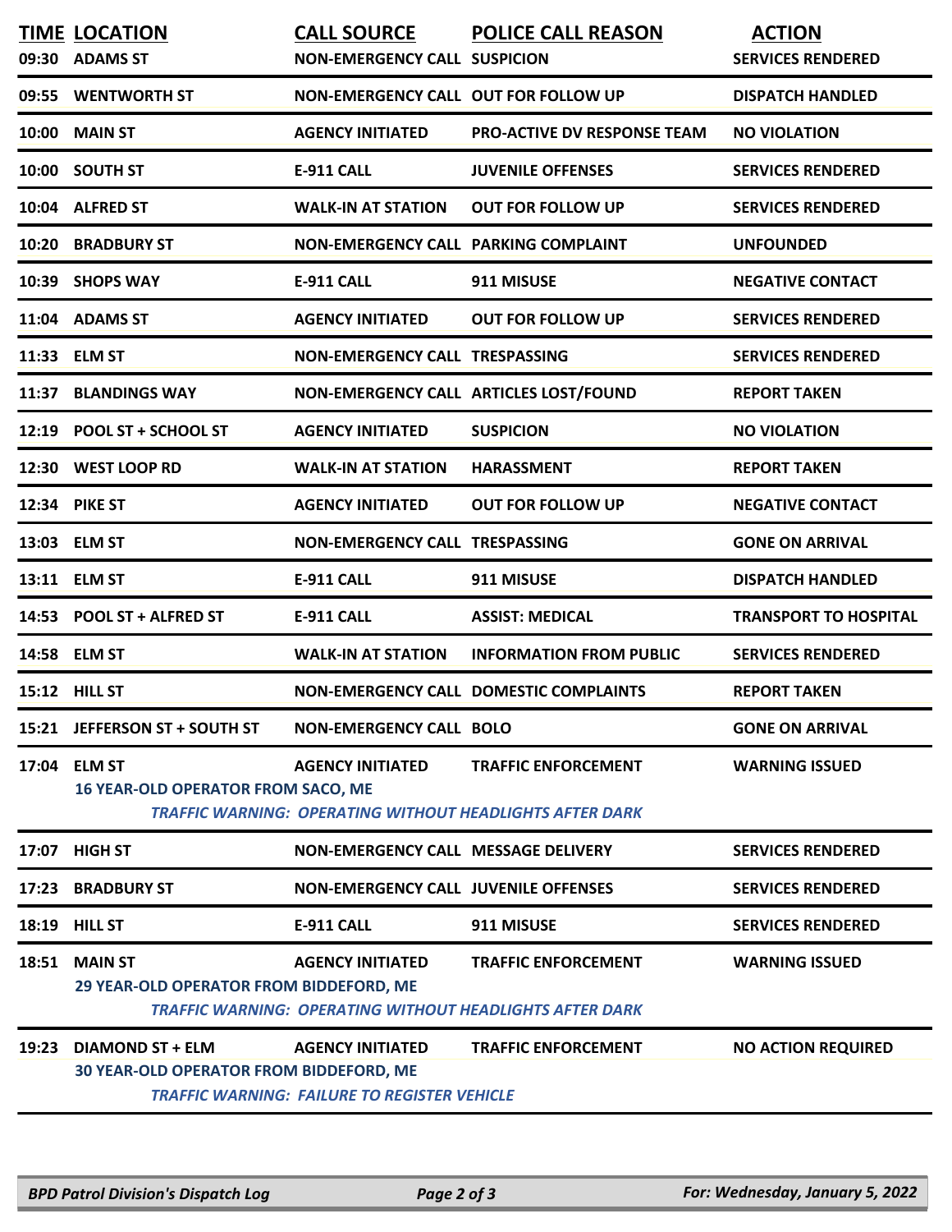| TIME | LOCATION | CALL SOURCE | POLICE CALL REASON | ACTION |
|---|---|---|---|---|
| 09:30 | ADAMS ST | NON-EMERGENCY CALL | SUSPICION | SERVICES RENDERED |
| 09:55 | WENTWORTH ST | NON-EMERGENCY CALL | OUT FOR FOLLOW UP | DISPATCH HANDLED |
| 10:00 | MAIN ST | AGENCY INITIATED | PRO-ACTIVE DV RESPONSE TEAM | NO VIOLATION |
| 10:00 | SOUTH ST | E-911 CALL | JUVENILE OFFENSES | SERVICES RENDERED |
| 10:04 | ALFRED ST | WALK-IN AT STATION | OUT FOR FOLLOW UP | SERVICES RENDERED |
| 10:20 | BRADBURY ST | NON-EMERGENCY CALL | PARKING COMPLAINT | UNFOUNDED |
| 10:39 | SHOPS WAY | E-911 CALL | 911 MISUSE | NEGATIVE CONTACT |
| 11:04 | ADAMS ST | AGENCY INITIATED | OUT FOR FOLLOW UP | SERVICES RENDERED |
| 11:33 | ELM ST | NON-EMERGENCY CALL | TRESPASSING | SERVICES RENDERED |
| 11:37 | BLANDINGS WAY | NON-EMERGENCY CALL | ARTICLES LOST/FOUND | REPORT TAKEN |
| 12:19 | POOL ST + SCHOOL ST | AGENCY INITIATED | SUSPICION | NO VIOLATION |
| 12:30 | WEST LOOP RD | WALK-IN AT STATION | HARASSMENT | REPORT TAKEN |
| 12:34 | PIKE ST | AGENCY INITIATED | OUT FOR FOLLOW UP | NEGATIVE CONTACT |
| 13:03 | ELM ST | NON-EMERGENCY CALL | TRESPASSING | GONE ON ARRIVAL |
| 13:11 | ELM ST | E-911 CALL | 911 MISUSE | DISPATCH HANDLED |
| 14:53 | POOL ST + ALFRED ST | E-911 CALL | ASSIST: MEDICAL | TRANSPORT TO HOSPITAL |
| 14:58 | ELM ST | WALK-IN AT STATION | INFORMATION FROM PUBLIC | SERVICES RENDERED |
| 15:12 | HILL ST | NON-EMERGENCY CALL | DOMESTIC COMPLAINTS | REPORT TAKEN |
| 15:21 | JEFFERSON ST + SOUTH ST | NON-EMERGENCY CALL | BOLO | GONE ON ARRIVAL |
| 17:04 | ELM ST<br>16 YEAR-OLD OPERATOR FROM SACO, ME<br>*TRAFFIC WARNING: OPERATING WITHOUT HEADLIGHTS AFTER DARK* | AGENCY INITIATED | TRAFFIC ENFORCEMENT | WARNING ISSUED |
| 17:07 | HIGH ST | NON-EMERGENCY CALL | MESSAGE DELIVERY | SERVICES RENDERED |
| 17:23 | BRADBURY ST | NON-EMERGENCY CALL | JUVENILE OFFENSES | SERVICES RENDERED |
| 18:19 | HILL ST | E-911 CALL | 911 MISUSE | SERVICES RENDERED |
| 18:51 | MAIN ST<br>29 YEAR-OLD OPERATOR FROM BIDDEFORD, ME<br>*TRAFFIC WARNING: OPERATING WITHOUT HEADLIGHTS AFTER DARK* | AGENCY INITIATED | TRAFFIC ENFORCEMENT | WARNING ISSUED |
| 19:23 | DIAMOND ST + ELM<br>30 YEAR-OLD OPERATOR FROM BIDDEFORD, ME<br>*TRAFFIC WARNING: FAILURE TO REGISTER VEHICLE* | AGENCY INITIATED | TRAFFIC ENFORCEMENT | NO ACTION REQUIRED |

*BPD Patrol Division's Dispatch Log* — *For: Wednesday, January 5, 2022*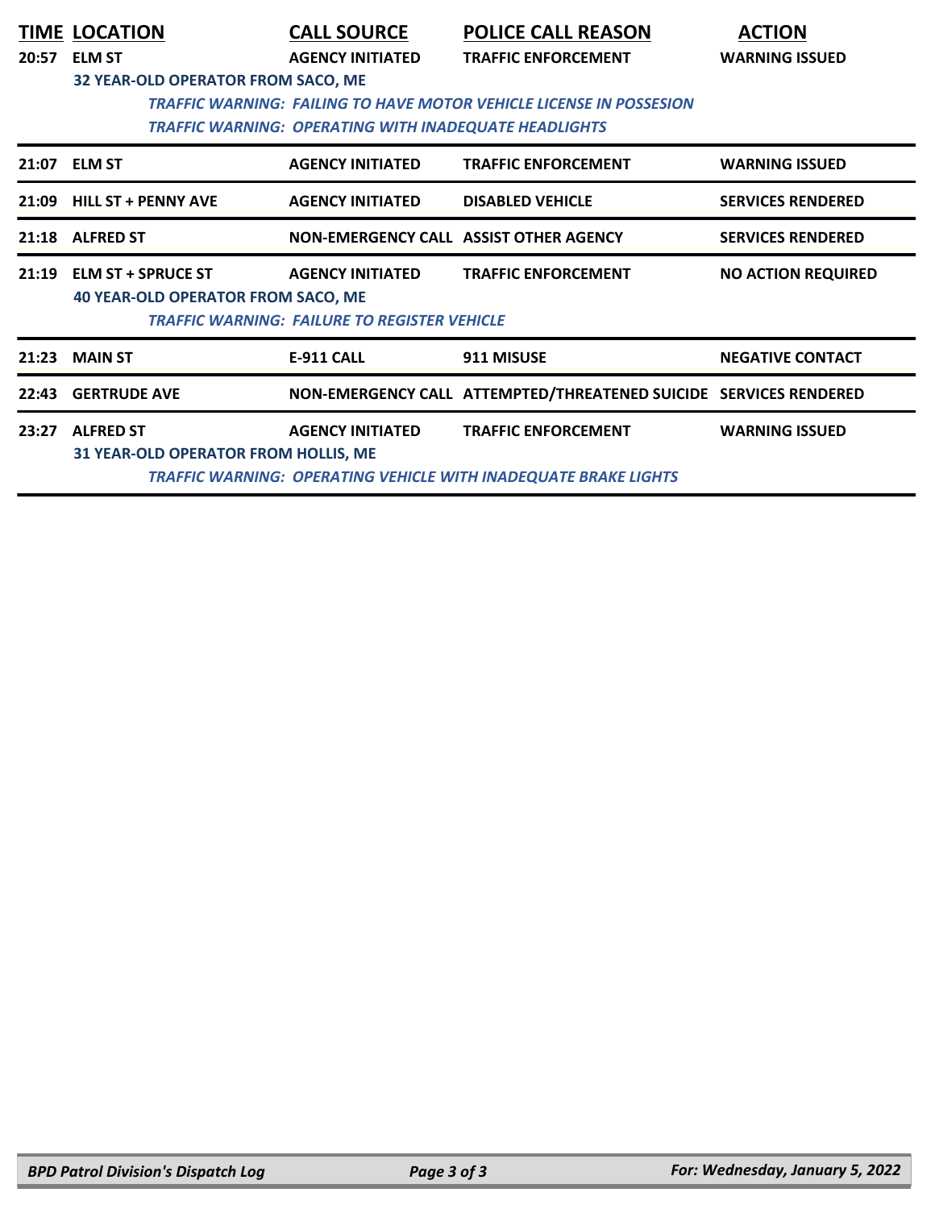| TIME | LOCATION | CALL SOURCE | POLICE CALL REASON | ACTION |
|---|---|---|---|---|
| 20:57 | ELM ST | AGENCY INITIATED | TRAFFIC ENFORCEMENT | WARNING ISSUED |
| | 32 YEAR-OLD OPERATOR FROM SACO, ME | | | |
| | *TRAFFIC WARNING: FAILING TO HAVE MOTOR VEHICLE LICENSE IN POSSESION* | | | |
| | *TRAFFIC WARNING: OPERATING WITH INADEQUATE HEADLIGHTS* | | | |
| 21:07 | ELM ST | AGENCY INITIATED | TRAFFIC ENFORCEMENT | WARNING ISSUED |
| 21:09 | HILL ST + PENNY AVE | AGENCY INITIATED | DISABLED VEHICLE | SERVICES RENDERED |
| 21:18 | ALFRED ST | NON-EMERGENCY CALL | ASSIST OTHER AGENCY | SERVICES RENDERED |
| 21:19 | ELM ST + SPRUCE ST | AGENCY INITIATED | TRAFFIC ENFORCEMENT | NO ACTION REQUIRED |
| | 40 YEAR-OLD OPERATOR FROM SACO, ME | | | |
| | *TRAFFIC WARNING: FAILURE TO REGISTER VEHICLE* | | | |
| 21:23 | MAIN ST | E-911 CALL | 911 MISUSE | NEGATIVE CONTACT |
| 22:43 | GERTRUDE AVE | NON-EMERGENCY CALL | ATTEMPTED/THREATENED SUICIDE | SERVICES RENDERED |
| 23:27 | ALFRED ST | AGENCY INITIATED | TRAFFIC ENFORCEMENT | WARNING ISSUED |
| | 31 YEAR-OLD OPERATOR FROM HOLLIS, ME | | | |
| | *TRAFFIC WARNING: OPERATING VEHICLE WITH INADEQUATE BRAKE LIGHTS* | | | |